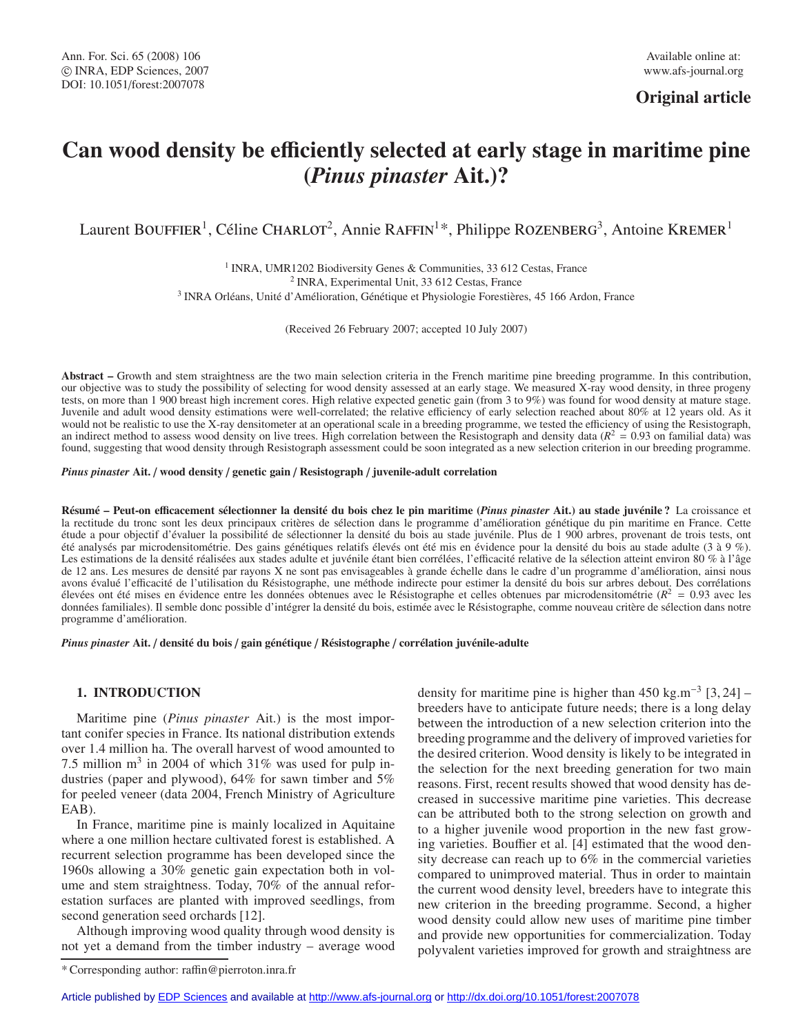Original article

# Can wood density be efficiently selected at early stage in maritime pine (*Pinus pinaster* Ait.)?

Laurent Bouffier[1], Céline Charlot[2], Annie Raffin[1]*, Philippe Rozenberg[3], Antoine Kremer[1]

[1] INRA, UMR1202 Biodiversity Genes & Communities, 33 612 Cestas, France
[2] INRA, Experimental Unit, 33 612 Cestas, France
[3] INRA Orléans, Unité d'Amélioration, Génétique et Physiologie Forestières, 45 166 Ardon, France

(Received 26 February 2007; accepted 10 July 2007)

**Abstract –** Growth and stem straightness are the two main selection criteria in the French maritime pine breeding programme. In this contribution, our objective was to study the possibility of selecting for wood density assessed at an early stage. We measured X-ray wood density, in three progeny tests, on more than 1 900 breast high increment cores. High relative expected genetic gain (from 3 to 9%) was found for wood density at mature stage. Juvenile and adult wood density estimations were well-correlated; the relative efficiency of early selection reached about 80% at 12 years old. As it would not be realistic to use the X-ray densitometer at an operational scale in a breeding programme, we tested the efficiency of using the Resistograph, an indirect method to assess wood density on live trees. High correlation between the Resistograph and density data ($R^2 = 0.93$ on familial data) was found, suggesting that wood density through Resistograph assessment could be soon integrated as a new selection criterion in our breeding programme.

***Pinus pinaster* Ait. / wood density / genetic gain / Resistograph / juvenile-adult correlation**

**Résumé – Peut-on efficacement sélectionner la densité du bois chez le pin maritime (*Pinus pinaster* Ait.) au stade juvénile ?** La croissance et la rectitude du tronc sont les deux principaux critères de sélection dans le programme d'amélioration génétique du pin maritime en France. Cette étude a pour objectif d'évaluer la possibilité de sélectionner la densité du bois au stade juvénile. Plus de 1 900 arbres, provenant de trois tests, ont été analysés par microdensitométrie. Des gains génétiques relatifs élevés ont été mis en évidence pour la densité du bois au stade adulte (3 à 9 %). Les estimations de la densité réalisées aux stades adulte et juvénile étant bien corrélées, l'efficacité relative de la sélection atteint environ 80 % à l'âge de 12 ans. Les mesures de densité par rayons X ne sont pas envisageables à grande échelle dans le cadre d'un programme d'amélioration, ainsi nous avons évalué l'efficacité de l'utilisation du Résistographe, une méthode indirecte pour estimer la densité du bois sur arbres debout. Des corrélations élevées ont été mises en évidence entre les données obtenues avec le Résistographe et celles obtenues par microdensitométrie ($R^2 = 0.93$ avec les données familiales). Il semble donc possible d'intégrer la densité du bois, estimée avec le Résistographe, comme nouveau critère de sélection dans notre programme d'amélioration.

***Pinus pinaster* Ait. / densité du bois / gain génétique / Résistographe / corrélation juvénile-adulte**

## 1. INTRODUCTION

Maritime pine (*Pinus pinaster* Ait.) is the most important conifer species in France. Its national distribution extends over 1.4 million ha. The overall harvest of wood amounted to 7.5 million $m^3$ in 2004 of which 31% was used for pulp industries (paper and plywood), 64% for sawn timber and 5% for peeled veneer (data 2004, French Ministry of Agriculture EAB).

In France, maritime pine is mainly localized in Aquitaine where a one million hectare cultivated forest is established. A recurrent selection programme has been developed since the 1960s allowing a 30% genetic gain expectation both in volume and stem straightness. Today, 70% of the annual reforestation surfaces are planted with improved seedlings, from second generation seed orchards [12].

Although improving wood quality through wood density is not yet a demand from the timber industry – average wood density for maritime pine is higher than 450 kg.m$^{-3}$ [3, 24] – breeders have to anticipate future needs; there is a long delay between the introduction of a new selection criterion into the breeding programme and the delivery of improved varieties for the desired criterion. Wood density is likely to be integrated in the selection for the next breeding generation for two main reasons. First, recent results showed that wood density has decreased in successive maritime pine varieties. This decrease can be attributed both to the strong selection on growth and to a higher juvenile wood proportion in the new fast growing varieties. Bouffier et al. [4] estimated that the wood density decrease can reach up to 6% in the commercial varieties compared to unimproved material. Thus in order to maintain the current wood density level, breeders have to integrate this new criterion in the breeding programme. Second, a higher wood density could allow new uses of maritime pine timber and provide new opportunities for commercialization. Today polyvalent varieties improved for growth and straightness are

\* Corresponding author: raffin@pierroton.inra.fr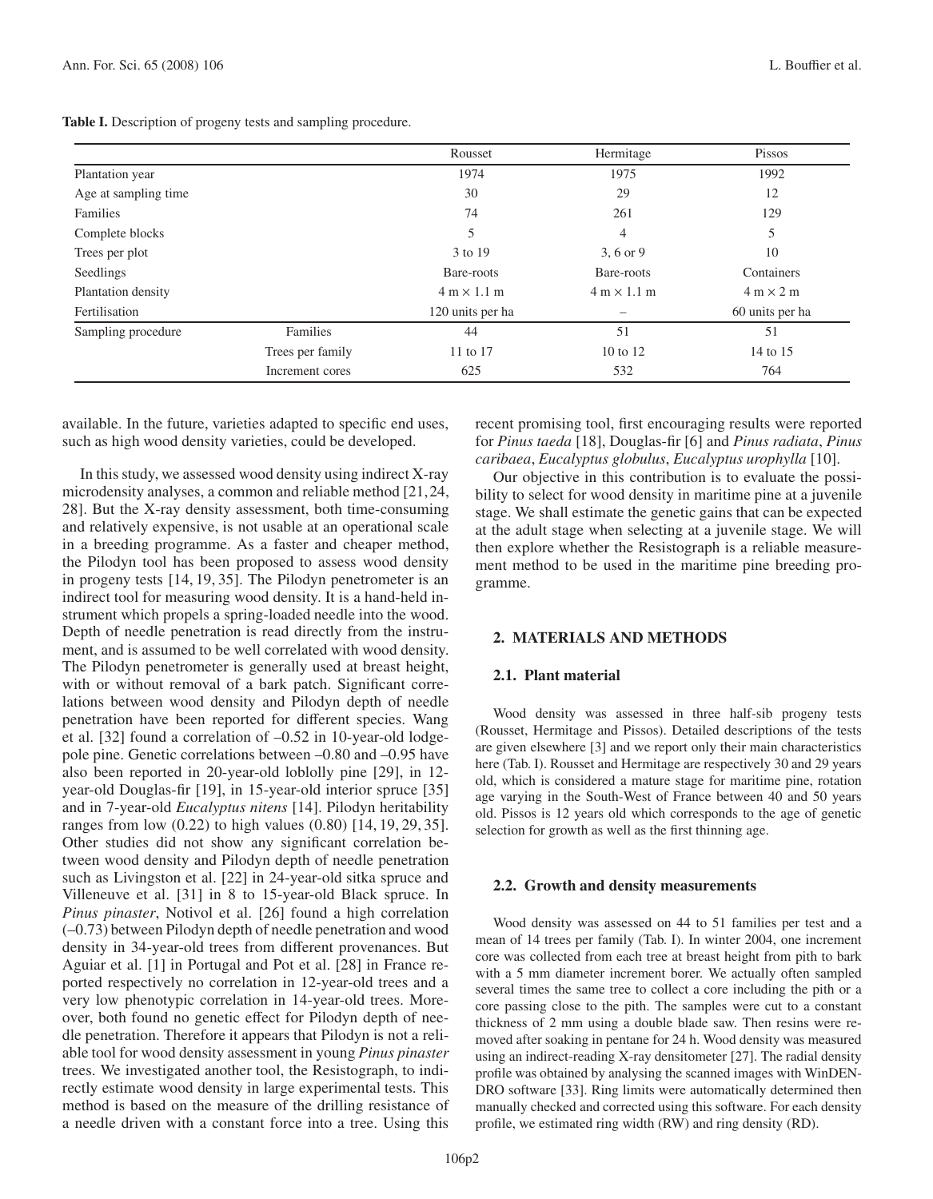**Table I.** Description of progeny tests and sampling procedure.

| | | Rousset | Hermitage | Pissos |
|---|---|---|---|---|
| Plantation year | | 1974 | 1975 | 1992 |
| Age at sampling time | | 30 | 29 | 12 |
| Families | | 74 | 261 | 129 |
| Complete blocks | | 5 | 4 | 5 |
| Trees per plot | | 3 to 19 | 3, 6 or 9 | 10 |
| Seedlings | | Bare-roots | Bare-roots | Containers |
| Plantation density | | 4 m × 1.1 m | 4 m × 1.1 m | 4 m × 2 m |
| Fertilisation | | 120 units per ha | – | 60 units per ha |
| Sampling procedure | Families | 44 | 51 | 51 |
| | Trees per family | 11 to 17 | 10 to 12 | 14 to 15 |
| | Increment cores | 625 | 532 | 764 |

available. In the future, varieties adapted to specific end uses, such as high wood density varieties, could be developed.

In this study, we assessed wood density using indirect X-ray microdensity analyses, a common and reliable method [21, 24, 28]. But the X-ray density assessment, both time-consuming and relatively expensive, is not usable at an operational scale in a breeding programme. As a faster and cheaper method, the Pilodyn tool has been proposed to assess wood density in progeny tests [14, 19, 35]. The Pilodyn penetrometer is an indirect tool for measuring wood density. It is a hand-held instrument which propels a spring-loaded needle into the wood. Depth of needle penetration is read directly from the instrument, and is assumed to be well correlated with wood density. The Pilodyn penetrometer is generally used at breast height, with or without removal of a bark patch. Significant correlations between wood density and Pilodyn depth of needle penetration have been reported for different species. Wang et al. [32] found a correlation of –0.52 in 10-year-old lodgepole pine. Genetic correlations between –0.80 and –0.95 have also been reported in 20-year-old loblolly pine [29], in 12-year-old Douglas-fir [19], in 15-year-old interior spruce [35] and in 7-year-old *Eucalyptus nitens* [14]. Pilodyn heritability ranges from low (0.22) to high values (0.80) [14, 19, 29, 35]. Other studies did not show any significant correlation between wood density and Pilodyn depth of needle penetration such as Livingston et al. [22] in 24-year-old sitka spruce and Villeneuve et al. [31] in 8 to 15-year-old Black spruce. In *Pinus pinaster*, Notivol et al. [26] found a high correlation (–0.73) between Pilodyn depth of needle penetration and wood density in 34-year-old trees from different provenances. But Aguiar et al. [1] in Portugal and Pot et al. [28] in France reported respectively no correlation in 12-year-old trees and a very low phenotypic correlation in 14-year-old trees. Moreover, both found no genetic effect for Pilodyn depth of needle penetration. Therefore it appears that Pilodyn is not a reliable tool for wood density assessment in young *Pinus pinaster* trees. We investigated another tool, the Resistograph, to indirectly estimate wood density in large experimental tests. This method is based on the measure of the drilling resistance of a needle driven with a constant force into a tree. Using this recent promising tool, first encouraging results were reported for *Pinus taeda* [18], Douglas-fir [6] and *Pinus radiata*, *Pinus caribaea*, *Eucalyptus globulus*, *Eucalyptus urophylla* [10].

Our objective in this contribution is to evaluate the possibility to select for wood density in maritime pine at a juvenile stage. We shall estimate the genetic gains that can be expected at the adult stage when selecting at a juvenile stage. We will then explore whether the Resistograph is a reliable measurement method to be used in the maritime pine breeding programme.

## 2. MATERIALS AND METHODS

### 2.1. Plant material

Wood density was assessed in three half-sib progeny tests (Rousset, Hermitage and Pissos). Detailed descriptions of the tests are given elsewhere [3] and we report only their main characteristics here (Tab. I). Rousset and Hermitage are respectively 30 and 29 years old, which is considered a mature stage for maritime pine, rotation age varying in the South-West of France between 40 and 50 years old. Pissos is 12 years old which corresponds to the age of genetic selection for growth as well as the first thinning age.

### 2.2. Growth and density measurements

Wood density was assessed on 44 to 51 families per test and a mean of 14 trees per family (Tab. I). In winter 2004, one increment core was collected from each tree at breast height from pith to bark with a 5 mm diameter increment borer. We actually often sampled several times the same tree to collect a core including the pith or a core passing close to the pith. The samples were cut to a constant thickness of 2 mm using a double blade saw. Then resins were removed after soaking in pentane for 24 h. Wood density was measured using an indirect-reading X-ray densitometer [27]. The radial density profile was obtained by analysing the scanned images with WinDENDRO software [33]. Ring limits were automatically determined then manually checked and corrected using this software. For each density profile, we estimated ring width (RW) and ring density (RD).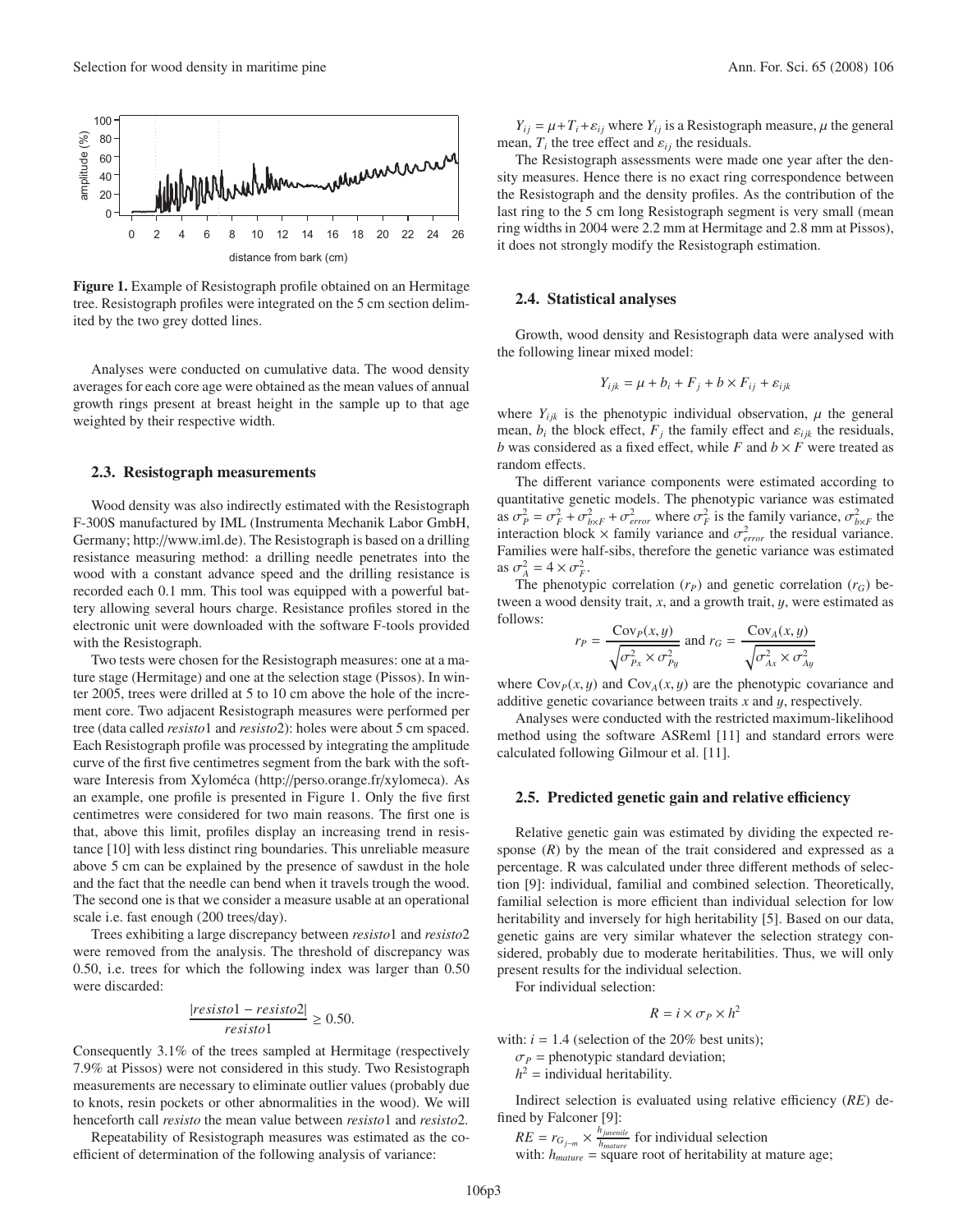**Figure 1.** Example of Resistograph profile obtained on an Hermitage tree. Resistograph profiles were integrated on the 5 cm section delimited by the two grey dotted lines.

Analyses were conducted on cumulative data. The wood density averages for each core age were obtained as the mean values of annual growth rings present at breast height in the sample up to that age weighted by their respective width.

### 2.3. Resistograph measurements

Wood density was also indirectly estimated with the Resistograph F-300S manufactured by IML (Instrumenta Mechanik Labor GmbH, Germany; http://www.iml.de). The Resistograph is based on a drilling resistance measuring method: a drilling needle penetrates into the wood with a constant advance speed and the drilling resistance is recorded each 0.1 mm. This tool was equipped with a powerful battery allowing several hours charge. Resistance profiles stored in the electronic unit were downloaded with the software F-tools provided with the Resistograph.

Two tests were chosen for the Resistograph measures: one at a mature stage (Hermitage) and one at the selection stage (Pissos). In winter 2005, trees were drilled at 5 to 10 cm above the hole of the increment core. Two adjacent Resistograph measures were performed per tree (data called *resisto*1 and *resisto*2): holes were about 5 cm spaced. Each Resistograph profile was processed by integrating the amplitude curve of the first five centimetres segment from the bark with the software Interesis from Xyloméca (http://perso.orange.fr/xylomeca). As an example, one profile is presented in Figure 1. Only the five first centimetres were considered for two main reasons. The first one is that, above this limit, profiles display an increasing trend in resistance [10] with less distinct ring boundaries. This unreliable measure above 5 cm can be explained by the presence of sawdust in the hole and the fact that the needle can bend when it travels trough the wood. The second one is that we consider a measure usable at an operational scale i.e. fast enough (200 trees/day).

Trees exhibiting a large discrepancy between *resisto*1 and *resisto*2 were removed from the analysis. The threshold of discrepancy was 0.50, i.e. trees for which the following index was larger than 0.50 were discarded:

$$\frac{|resisto1 - resisto2|}{resisto1} \geq 0.50.$$

Consequently 3.1% of the trees sampled at Hermitage (respectively 7.9% at Pissos) were not considered in this study. Two Resistograph measurements are necessary to eliminate outlier values (probably due to knots, resin pockets or other abnormalities in the wood). We will henceforth call *resisto* the mean value between *resisto*1 and *resisto*2.

Repeatability of Resistograph measures was estimated as the coefficient of determination of the following analysis of variance:

$Y_{ij} = \mu + T_i + \varepsilon_{ij}$ where $Y_{ij}$ is a Resistograph measure, $\mu$ the general mean, $T_i$ the tree effect and $\varepsilon_{ij}$ the residuals.

The Resistograph assessments were made one year after the density measures. Hence there is no exact ring correspondence between the Resistograph and the density profiles. As the contribution of the last ring to the 5 cm long Resistograph segment is very small (mean ring widths in 2004 were 2.2 mm at Hermitage and 2.8 mm at Pissos), it does not strongly modify the Resistograph estimation.

### 2.4. Statistical analyses

Growth, wood density and Resistograph data were analysed with the following linear mixed model:

$$Y_{ijk} = \mu + b_i + F_j + b \times F_{ij} + \varepsilon_{ijk}$$

where $Y_{ijk}$ is the phenotypic individual observation, $\mu$ the general mean, $b_i$ the block effect, $F_j$ the family effect and $\varepsilon_{ijk}$ the residuals, $b$ was considered as a fixed effect, while $F$ and $b \times F$ were treated as random effects.

The different variance components were estimated according to quantitative genetic models. The phenotypic variance was estimated as $\sigma_P^2 = \sigma_F^2 + \sigma_{b\times F}^2 + \sigma_{error}^2$ where $\sigma_F^2$ is the family variance, $\sigma_{b\times F}^2$ the interaction block × family variance and $\sigma_{error}^2$ the residual variance. Families were half-sibs, therefore the genetic variance was estimated as $\sigma_A^2 = 4 \times \sigma_F^2$.

The phenotypic correlation ($r_P$) and genetic correlation ($r_G$) between a wood density trait, $x$, and a growth trait, $y$, were estimated as follows:

$$r_P = \frac{\mathrm{Cov}_P(x, y)}{\sqrt{\sigma_{Px}^2 \times \sigma_{Py}^2}} \text{ and } r_G = \frac{\mathrm{Cov}_A(x, y)}{\sqrt{\sigma_{Ax}^2 \times \sigma_{Ay}^2}}$$

where $\mathrm{Cov}_P(x, y)$ and $\mathrm{Cov}_A(x, y)$ are the phenotypic covariance and additive genetic covariance between traits $x$ and $y$, respectively.

Analyses were conducted with the restricted maximum-likelihood method using the software ASReml [11] and standard errors were calculated following Gilmour et al. [11].

### 2.5. Predicted genetic gain and relative efficiency

Relative genetic gain was estimated by dividing the expected response ($R$) by the mean of the trait considered and expressed as a percentage. R was calculated under three different methods of selection [9]: individual, familial and combined selection. Theoretically, familial selection is more efficient than individual selection for low heritability and inversely for high heritability [5]. Based on our data, genetic gains are very similar whatever the selection strategy considered, probably due to moderate heritabilities. Thus, we will only present results for the individual selection.

For individual selection:

$$R = i \times \sigma_P \times h^2$$

with: $i = 1.4$ (selection of the 20% best units);
$\sigma_P$ = phenotypic standard deviation;
$h^2$ = individual heritability.

Indirect selection is evaluated using relative efficiency ($RE$) defined by Falconer [9]:

$RE = r_{G_{j-m}} \times \frac{h_{juvenile}}{h_{mature}}$ for individual selection
with: $h_{mature}$ = square root of heritability at mature age;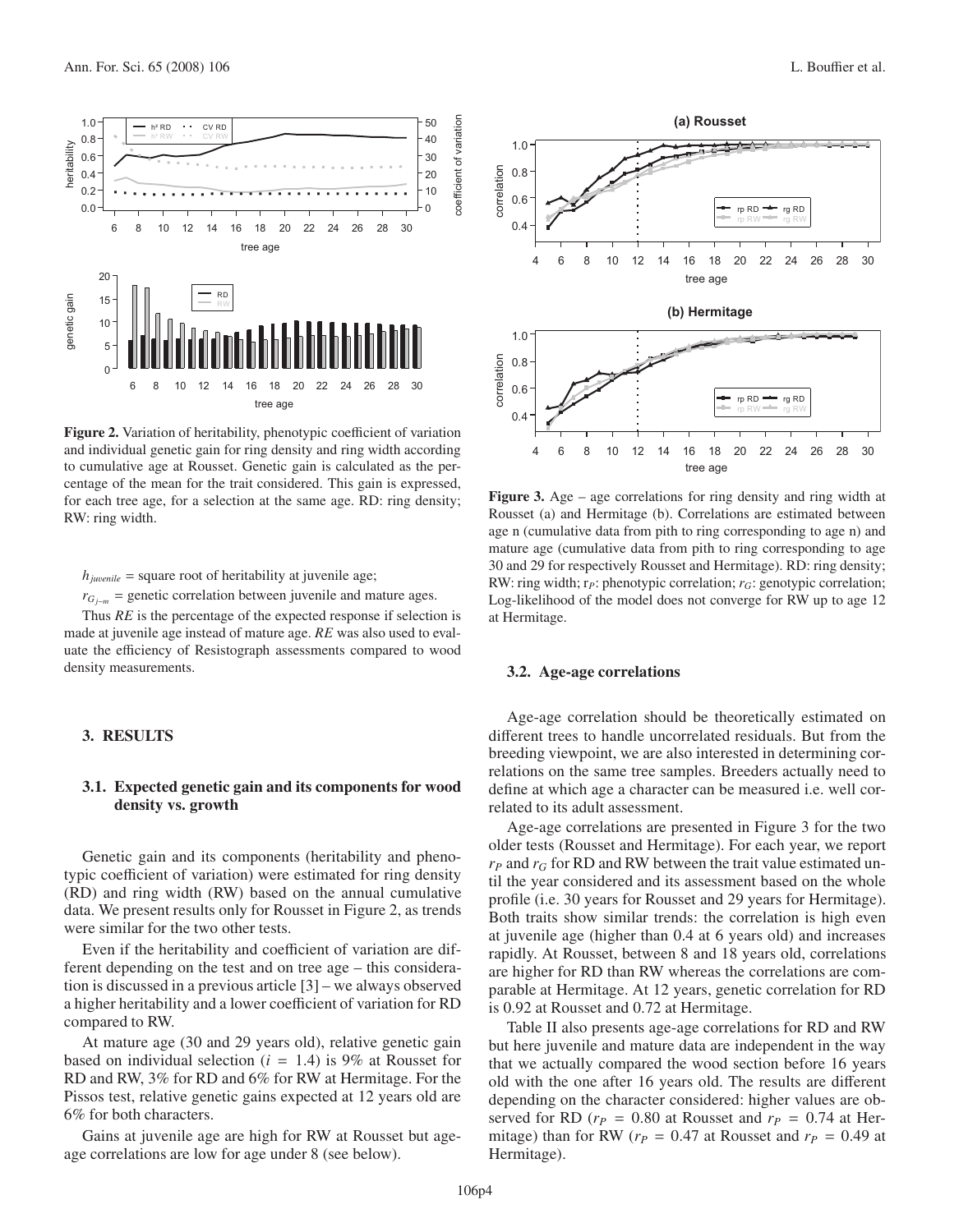**Figure 2.** Variation of heritability, phenotypic coefficient of variation and individual genetic gain for ring density and ring width according to cumulative age at Rousset. Genetic gain is calculated as the percentage of the mean for the trait considered. This gain is expressed, for each tree age, for a selection at the same age. RD: ring density; RW: ring width.

$h_{juvenile}$ = square root of heritability at juvenile age;

$r_{G_{j-m}}$ = genetic correlation between juvenile and mature ages.

Thus *RE* is the percentage of the expected response if selection is made at juvenile age instead of mature age. *RE* was also used to evaluate the efficiency of Resistograph assessments compared to wood density measurements.

## 3. RESULTS

### 3.1. Expected genetic gain and its components for wood density vs. growth

Genetic gain and its components (heritability and phenotypic coefficient of variation) were estimated for ring density (RD) and ring width (RW) based on the annual cumulative data. We present results only for Rousset in Figure 2, as trends were similar for the two other tests.

Even if the heritability and coefficient of variation are different depending on the test and on tree age – this consideration is discussed in a previous article [3] – we always observed a higher heritability and a lower coefficient of variation for RD compared to RW.

At mature age (30 and 29 years old), relative genetic gain based on individual selection ($i$ = 1.4) is 9% at Rousset for RD and RW, 3% for RD and 6% for RW at Hermitage. For the Pissos test, relative genetic gains expected at 12 years old are 6% for both characters.

Gains at juvenile age are high for RW at Rousset but age-age correlations are low for age under 8 (see below).

**Figure 3.** Age – age correlations for ring density and ring width at Rousset (a) and Hermitage (b). Correlations are estimated between age n (cumulative data from pith to ring corresponding to age n) and mature age (cumulative data from pith to ring corresponding to age 30 and 29 for respectively Rousset and Hermitage). RD: ring density; RW: ring width; $r_P$: phenotypic correlation; $r_G$: genotypic correlation; Log-likelihood of the model does not converge for RW up to age 12 at Hermitage.

### 3.2. Age-age correlations

Age-age correlation should be theoretically estimated on different trees to handle uncorrelated residuals. But from the breeding viewpoint, we are also interested in determining correlations on the same tree samples. Breeders actually need to define at which age a character can be measured i.e. well correlated to its adult assessment.

Age-age correlations are presented in Figure 3 for the two older tests (Rousset and Hermitage). For each year, we report $r_P$ and $r_G$ for RD and RW between the trait value estimated until the year considered and its assessment based on the whole profile (i.e. 30 years for Rousset and 29 years for Hermitage). Both traits show similar trends: the correlation is high even at juvenile age (higher than 0.4 at 6 years old) and increases rapidly. At Rousset, between 8 and 18 years old, correlations are higher for RD than RW whereas the correlations are comparable at Hermitage. At 12 years, genetic correlation for RD is 0.92 at Rousset and 0.72 at Hermitage.

Table II also presents age-age correlations for RD and RW but here juvenile and mature data are independent in the way that we actually compared the wood section before 16 years old with the one after 16 years old. The results are different depending on the character considered: higher values are observed for RD ($r_P$ = 0.80 at Rousset and $r_P$ = 0.74 at Hermitage) than for RW ($r_P$ = 0.47 at Rousset and $r_P$ = 0.49 at Hermitage).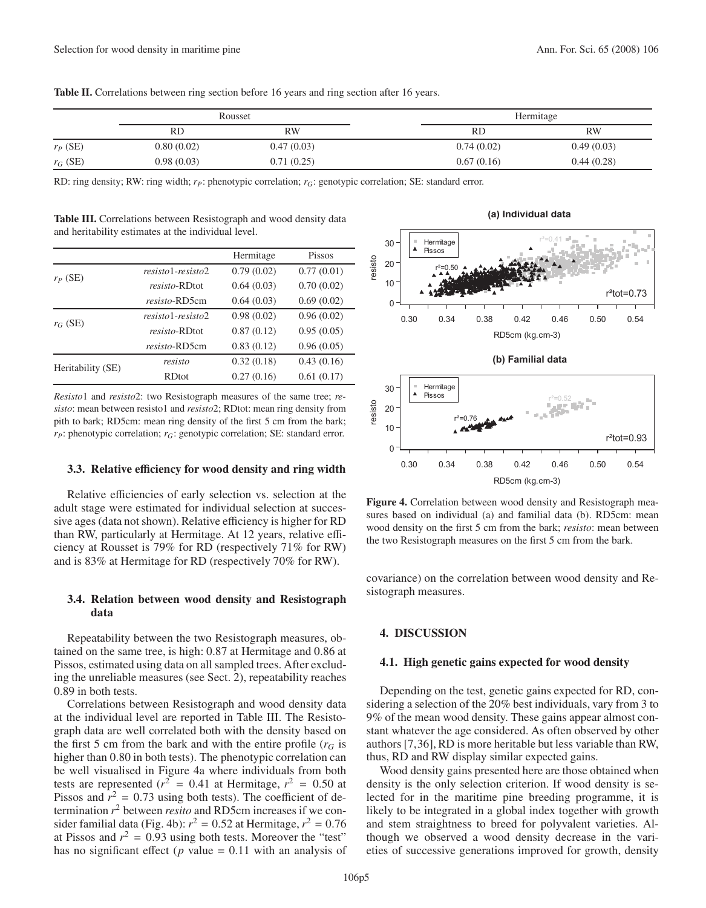**Table II.** Correlations between ring section before 16 years and ring section after 16 years.

| | Rousset | | Hermitage | |
|---|---|---|---|---|
| | RD | RW | RD | RW |
| $r_P$ (SE) | 0.80 (0.02) | 0.47 (0.03) | 0.74 (0.02) | 0.49 (0.03) |
| $r_G$ (SE) | 0.98 (0.03) | 0.71 (0.25) | 0.67 (0.16) | 0.44 (0.28) |

RD: ring density; RW: ring width; $r_P$: phenotypic correlation; $r_G$: genotypic correlation; SE: standard error.

**Table III.** Correlations between Resistograph and wood density data and heritability estimates at the individual level.

| | | Hermitage | Pissos |
|---|---|---|---|
| $r_P$ (SE) | *resisto*1-*resisto*2 | 0.79 (0.02) | 0.77 (0.01) |
| | *resisto*-RDtot | 0.64 (0.03) | 0.70 (0.02) |
| | *resisto*-RD5cm | 0.64 (0.03) | 0.69 (0.02) |
| $r_G$ (SE) | *resisto*1-*resisto*2 | 0.98 (0.02) | 0.96 (0.02) |
| | *resisto*-RDtot | 0.87 (0.12) | 0.95 (0.05) |
| | *resisto*-RD5cm | 0.83 (0.12) | 0.96 (0.05) |
| Heritability (SE) | *resisto* | 0.32 (0.18) | 0.43 (0.16) |
| | RDtot | 0.27 (0.16) | 0.61 (0.17) |

*Resisto*1 and *resisto*2: two Resistograph measures of the same tree; *resisto*: mean between resisto1 and *resisto*2; RDtot: mean ring density from pith to bark; RD5cm: mean ring density of the first 5 cm from the bark; $r_P$: phenotypic correlation; $r_G$: genotypic correlation; SE: standard error.

### 3.3. Relative efficiency for wood density and ring width

Relative efficiencies of early selection vs. selection at the adult stage were estimated for individual selection at successive ages (data not shown). Relative efficiency is higher for RD than RW, particularly at Hermitage. At 12 years, relative efficiency at Rousset is 79% for RD (respectively 71% for RW) and is 83% at Hermitage for RD (respectively 70% for RW).

### 3.4. Relation between wood density and Resistograph data

Repeatability between the two Resistograph measures, obtained on the same tree, is high: 0.87 at Hermitage and 0.86 at Pissos, estimated using data on all sampled trees. After excluding the unreliable measures (see Sect. 2), repeatability reaches 0.89 in both tests.

Correlations between Resistograph and wood density data at the individual level are reported in Table III. The Resistograph data are well correlated both with the density based on the first 5 cm from the bark and with the entire profile ($r_G$ is higher than 0.80 in both tests). The phenotypic correlation can be well visualised in Figure 4a where individuals from both tests are represented ($r^2 = 0.41$ at Hermitage, $r^2 = 0.50$ at Pissos and $r^2 = 0.73$ using both tests). The coefficient of determination $r^2$ between *resito* and RD5cm increases if we consider familial data (Fig. 4b): $r^2 = 0.52$ at Hermitage, $r^2 = 0.76$ at Pissos and $r^2 = 0.93$ using both tests. Moreover the "test" has no significant effect ($p$ value = 0.11 with an analysis of covariance) on the correlation between wood density and Resistograph measures.

**Figure 4.** Correlation between wood density and Resistograph measures based on individual (a) and familial data (b). RD5cm: mean wood density on the first 5 cm from the bark; *resisto*: mean between the two Resistograph measures on the first 5 cm from the bark.

## 4. DISCUSSION

### 4.1. High genetic gains expected for wood density

Depending on the test, genetic gains expected for RD, considering a selection of the 20% best individuals, vary from 3 to 9% of the mean wood density. These gains appear almost constant whatever the age considered. As often observed by other authors [7,36], RD is more heritable but less variable than RW, thus, RD and RW display similar expected gains.

Wood density gains presented here are those obtained when density is the only selection criterion. If wood density is selected for in the maritime pine breeding programme, it is likely to be integrated in a global index together with growth and stem straightness to breed for polyvalent varieties. Although we observed a wood density decrease in the varieties of successive generations improved for growth, density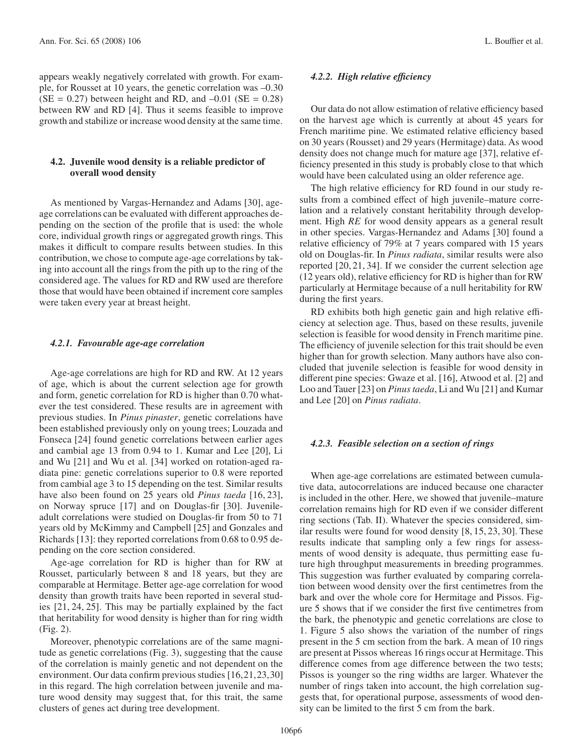appears weakly negatively correlated with growth. For example, for Rousset at 10 years, the genetic correlation was –0.30 (SE = 0.27) between height and RD, and –0.01 (SE = 0.28) between RW and RD [4]. Thus it seems feasible to improve growth and stabilize or increase wood density at the same time.

## 4.2. Juvenile wood density is a reliable predictor of overall wood density

As mentioned by Vargas-Hernandez and Adams [30], age-age correlations can be evaluated with different approaches depending on the section of the profile that is used: the whole core, individual growth rings or aggregated growth rings. This makes it difficult to compare results between studies. In this contribution, we chose to compute age-age correlations by taking into account all the rings from the pith up to the ring of the considered age. The values for RD and RW used are therefore those that would have been obtained if increment core samples were taken every year at breast height.

### *4.2.1. Favourable age-age correlation*

Age-age correlations are high for RD and RW. At 12 years of age, which is about the current selection age for growth and form, genetic correlation for RD is higher than 0.70 whatever the test considered. These results are in agreement with previous studies. In *Pinus pinaster*, genetic correlations have been established previously only on young trees; Louzada and Fonseca [24] found genetic correlations between earlier ages and cambial age 13 from 0.94 to 1. Kumar and Lee [20], Li and Wu [21] and Wu et al. [34] worked on rotation-aged radiata pine: genetic correlations superior to 0.8 were reported from cambial age 3 to 15 depending on the test. Similar results have also been found on 25 years old *Pinus taeda* [16, 23], on Norway spruce [17] and on Douglas-fir [30]. Juvenile-adult correlations were studied on Douglas-fir from 50 to 71 years old by McKimmy and Campbell [25] and Gonzales and Richards [13]: they reported correlations from 0.68 to 0.95 depending on the core section considered.

Age-age correlation for RD is higher than for RW at Rousset, particularly between 8 and 18 years, but they are comparable at Hermitage. Better age-age correlation for wood density than growth traits have been reported in several studies [21, 24, 25]. This may be partially explained by the fact that heritability for wood density is higher than for ring width (Fig. 2).

Moreover, phenotypic correlations are of the same magnitude as genetic correlations (Fig. 3), suggesting that the cause of the correlation is mainly genetic and not dependent on the environment. Our data confirm previous studies [16,21,23,30] in this regard. The high correlation between juvenile and mature wood density may suggest that, for this trait, the same clusters of genes act during tree development.

### *4.2.2. High relative efficiency*

Our data do not allow estimation of relative efficiency based on the harvest age which is currently at about 45 years for French maritime pine. We estimated relative efficiency based on 30 years (Rousset) and 29 years (Hermitage) data. As wood density does not change much for mature age [37], relative efficiency presented in this study is probably close to that which would have been calculated using an older reference age.

The high relative efficiency for RD found in our study results from a combined effect of high juvenile–mature correlation and a relatively constant heritability through development. High *RE* for wood density appears as a general result in other species. Vargas-Hernandez and Adams [30] found a relative efficiency of 79% at 7 years compared with 15 years old on Douglas-fir. In *Pinus radiata*, similar results were also reported [20, 21, 34]. If we consider the current selection age (12 years old), relative efficiency for RD is higher than for RW particularly at Hermitage because of a null heritability for RW during the first years.

RD exhibits both high genetic gain and high relative efficiency at selection age. Thus, based on these results, juvenile selection is feasible for wood density in French maritime pine. The efficiency of juvenile selection for this trait should be even higher than for growth selection. Many authors have also concluded that juvenile selection is feasible for wood density in different pine species: Gwaze et al. [16], Atwood et al. [2] and Loo and Tauer [23] on *Pinus taeda*, Li and Wu [21] and Kumar and Lee [20] on *Pinus radiata*.

### *4.2.3. Feasible selection on a section of rings*

When age-age correlations are estimated between cumulative data, autocorrelations are induced because one character is included in the other. Here, we showed that juvenile–mature correlation remains high for RD even if we consider different ring sections (Tab. II). Whatever the species considered, similar results were found for wood density [8, 15, 23, 30]. These results indicate that sampling only a few rings for assessments of wood density is adequate, thus permitting ease future high throughput measurements in breeding programmes. This suggestion was further evaluated by comparing correlation between wood density over the first centimetres from the bark and over the whole core for Hermitage and Pissos. Figure 5 shows that if we consider the first five centimetres from the bark, the phenotypic and genetic correlations are close to 1. Figure 5 also shows the variation of the number of rings present in the 5 cm section from the bark. A mean of 10 rings are present at Pissos whereas 16 rings occur at Hermitage. This difference comes from age difference between the two tests; Pissos is younger so the ring widths are larger. Whatever the number of rings taken into account, the high correlation suggests that, for operational purpose, assessments of wood density can be limited to the first 5 cm from the bark.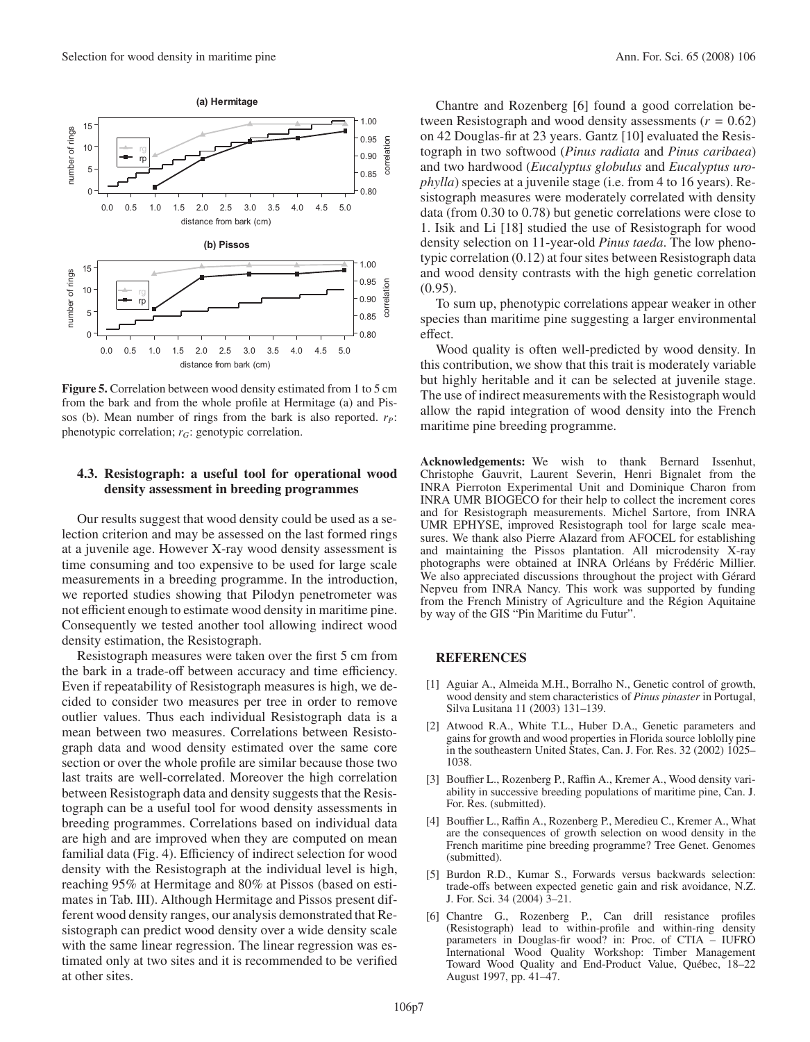(a) Hermitage

number of rings

15
10
5
0

rg
rp

1.00
0.95
0.90
0.85
0.80

correlation

0.0 0.5 1.0 1.5 2.0 2.5 3.0 3.5 4.0 4.5 5.0

distance from bark (cm)

(b) Pissos

number of rings

15
10
5
0

rg
rp

1.00
0.95
0.90
0.85
0.80

correlation

0.0 0.5 1.0 1.5 2.0 2.5 3.0 3.5 4.0 4.5 5.0

distance from bark (cm)

**Figure 5.** Correlation between wood density estimated from 1 to 5 cm from the bark and from the whole profile at Hermitage (a) and Pissos (b). Mean number of rings from the bark is also reported. $r_P$: phenotypic correlation; $r_G$: genotypic correlation.

### 4.3. Resistograph: a useful tool for operational wood density assessment in breeding programmes

Our results suggest that wood density could be used as a selection criterion and may be assessed on the last formed rings at a juvenile age. However X-ray wood density assessment is time consuming and too expensive to be used for large scale measurements in a breeding programme. In the introduction, we reported studies showing that Pilodyn penetrometer was not efficient enough to estimate wood density in maritime pine. Consequently we tested another tool allowing indirect wood density estimation, the Resistograph.

Resistograph measures were taken over the first 5 cm from the bark in a trade-off between accuracy and time efficiency. Even if repeatability of Resistograph measures is high, we decided to consider two measures per tree in order to remove outlier values. Thus each individual Resistograph data is a mean between two measures. Correlations between Resistograph data and wood density estimated over the same core section or over the whole profile are similar because those two last traits are well-correlated. Moreover the high correlation between Resistograph data and density suggests that the Resistograph can be a useful tool for wood density assessments in breeding programmes. Correlations based on individual data are high and are improved when they are computed on mean familial data (Fig. 4). Efficiency of indirect selection for wood density with the Resistograph at the individual level is high, reaching 95% at Hermitage and 80% at Pissos (based on estimates in Tab. III). Although Hermitage and Pissos present different wood density ranges, our analysis demonstrated that Resistograph can predict wood density over a wide density scale with the same linear regression. The linear regression was estimated only at two sites and it is recommended to be verified at other sites.

Chantre and Rozenberg [6] found a good correlation between Resistograph and wood density assessments ($r = 0.62$) on 42 Douglas-fir at 23 years. Gantz [10] evaluated the Resistograph in two softwood (*Pinus radiata* and *Pinus caribaea*) and two hardwood (*Eucalyptus globulus* and *Eucalyptus urophylla*) species at a juvenile stage (i.e. from 4 to 16 years). Resistograph measures were moderately correlated with density data (from 0.30 to 0.78) but genetic correlations were close to 1. Isik and Li [18] studied the use of Resistograph for wood density selection on 11-year-old *Pinus taeda*. The low phenotypic correlation (0.12) at four sites between Resistograph data and wood density contrasts with the high genetic correlation (0.95).

To sum up, phenotypic correlations appear weaker in other species than maritime pine suggesting a larger environmental effect.

Wood quality is often well-predicted by wood density. In this contribution, we show that this trait is moderately variable but highly heritable and it can be selected at juvenile stage. The use of indirect measurements with the Resistograph would allow the rapid integration of wood density into the French maritime pine breeding programme.

**Acknowledgements:** We wish to thank Bernard Issenhut, Christophe Gauvrit, Laurent Severin, Henri Bignalet from the INRA Pierroton Experimental Unit and Dominique Charon from INRA UMR BIOGECO for their help to collect the increment cores and for Resistograph measurements. Michel Sartore, from INRA UMR EPHYSE, improved Resistograph tool for large scale measures. We thank also Pierre Alazard from AFOCEL for establishing and maintaining the Pissos plantation. All microdensity X-ray photographs were obtained at INRA Orléans by Frédéric Millier. We also appreciated discussions throughout the project with Gérard Nepveu from INRA Nancy. This work was supported by funding from the French Ministry of Agriculture and the Région Aquitaine by way of the GIS "Pin Maritime du Futur".

## REFERENCES

[1] Aguiar A., Almeida M.H., Borralho N., Genetic control of growth, wood density and stem characteristics of *Pinus pinaster* in Portugal, Silva Lusitana 11 (2003) 131–139.

[2] Atwood R.A., White T.L., Huber D.A., Genetic parameters and gains for growth and wood properties in Florida source loblolly pine in the southeastern United States, Can. J. For. Res. 32 (2002) 1025–1038.

[3] Bouffier L., Rozenberg P., Raffin A., Kremer A., Wood density variability in successive breeding populations of maritime pine, Can. J. For. Res. (submitted).

[4] Bouffier L., Raffin A., Rozenberg P., Meredieu C., Kremer A., What are the consequences of growth selection on wood density in the French maritime pine breeding programme? Tree Genet. Genomes (submitted).

[5] Burdon R.D., Kumar S., Forwards versus backwards selection: trade-offs between expected genetic gain and risk avoidance, N.Z. J. For. Sci. 34 (2004) 3–21.

[6] Chantre G., Rozenberg P., Can drill resistance profiles (Resistograph) lead to within-profile and within-ring density parameters in Douglas-fir wood? in: Proc. of CTIA – IUFRO International Wood Quality Workshop: Timber Management Toward Wood Quality and End-Product Value, Québec, 18–22 August 1997, pp. 41–47.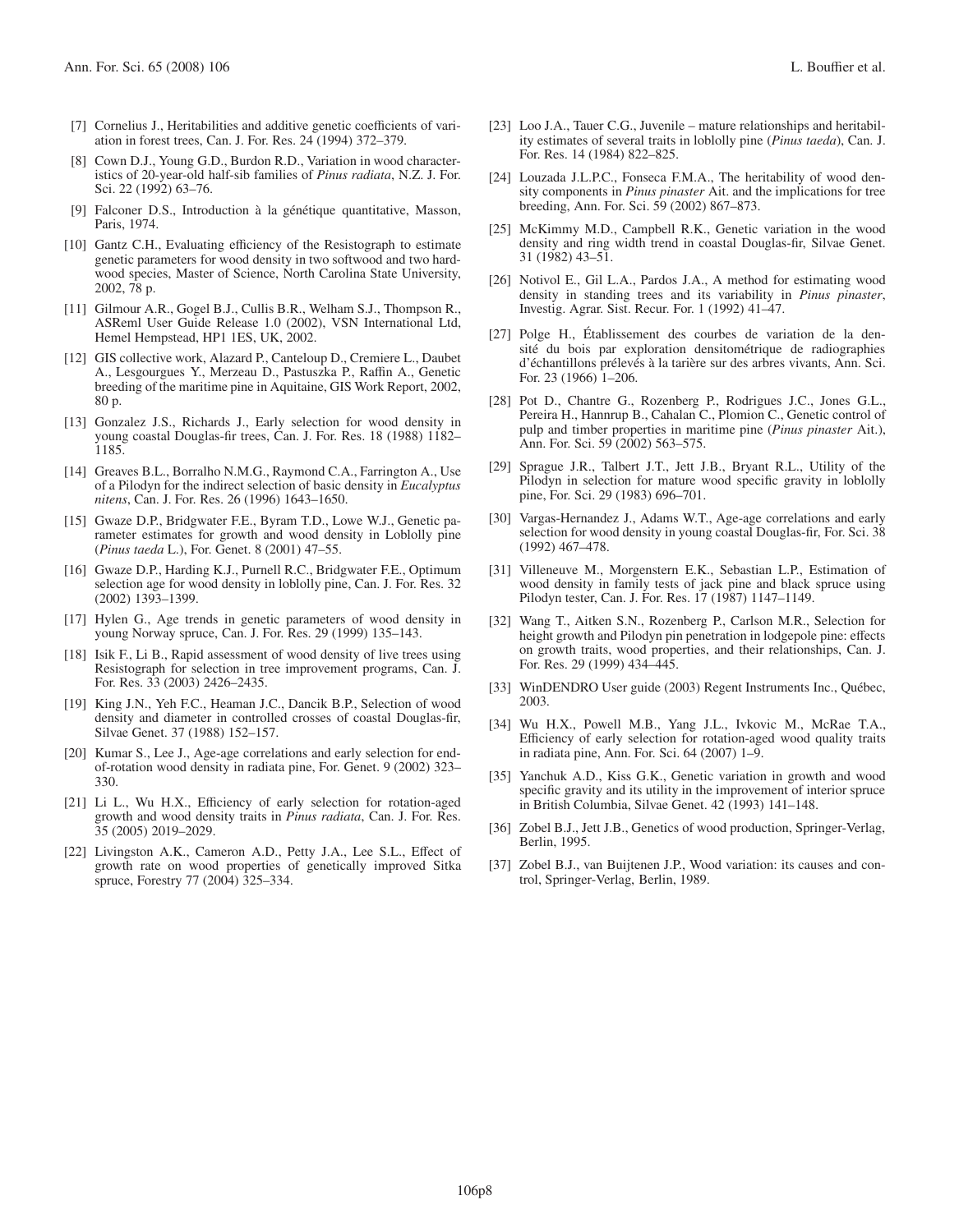[7] Cornelius J., Heritabilities and additive genetic coefficients of variation in forest trees, Can. J. For. Res. 24 (1994) 372–379.

[8] Cown D.J., Young G.D., Burdon R.D., Variation in wood characteristics of 20-year-old half-sib families of *Pinus radiata*, N.Z. J. For. Sci. 22 (1992) 63–76.

[9] Falconer D.S., Introduction à la génétique quantitative, Masson, Paris, 1974.

[10] Gantz C.H., Evaluating efficiency of the Resistograph to estimate genetic parameters for wood density in two softwood and two hardwood species, Master of Science, North Carolina State University, 2002, 78 p.

[11] Gilmour A.R., Gogel B.J., Cullis B.R., Welham S.J., Thompson R., ASReml User Guide Release 1.0 (2002), VSN International Ltd, Hemel Hempstead, HP1 1ES, UK, 2002.

[12] GIS collective work, Alazard P., Canteloup D., Cremiere L., Daubet A., Lesgourgues Y., Merzeau D., Pastuszka P., Raffin A., Genetic breeding of the maritime pine in Aquitaine, GIS Work Report, 2002, 80 p.

[13] Gonzalez J.S., Richards J., Early selection for wood density in young coastal Douglas-fir trees, Can. J. For. Res. 18 (1988) 1182–1185.

[14] Greaves B.L., Borralho N.M.G., Raymond C.A., Farrington A., Use of a Pilodyn for the indirect selection of basic density in *Eucalyptus nitens*, Can. J. For. Res. 26 (1996) 1643–1650.

[15] Gwaze D.P., Bridgwater F.E., Byram T.D., Lowe W.J., Genetic parameter estimates for growth and wood density in Loblolly pine (*Pinus taeda* L.), For. Genet. 8 (2001) 47–55.

[16] Gwaze D.P., Harding K.J., Purnell R.C., Bridgwater F.E., Optimum selection age for wood density in loblolly pine, Can. J. For. Res. 32 (2002) 1393–1399.

[17] Hylen G., Age trends in genetic parameters of wood density in young Norway spruce, Can. J. For. Res. 29 (1999) 135–143.

[18] Isik F., Li B., Rapid assessment of wood density of live trees using Resistograph for selection in tree improvement programs, Can. J. For. Res. 33 (2003) 2426–2435.

[19] King J.N., Yeh F.C., Heaman J.C., Dancik B.P., Selection of wood density and diameter in controlled crosses of coastal Douglas-fir, Silvae Genet. 37 (1988) 152–157.

[20] Kumar S., Lee J., Age-age correlations and early selection for end-of-rotation wood density in radiata pine, For. Genet. 9 (2002) 323–330.

[21] Li L., Wu H.X., Efficiency of early selection for rotation-aged growth and wood density traits in *Pinus radiata*, Can. J. For. Res. 35 (2005) 2019–2029.

[22] Livingston A.K., Cameron A.D., Petty J.A., Lee S.L., Effect of growth rate on wood properties of genetically improved Sitka spruce, Forestry 77 (2004) 325–334.

[23] Loo J.A., Tauer C.G., Juvenile – mature relationships and heritability estimates of several traits in loblolly pine (*Pinus taeda*), Can. J. For. Res. 14 (1984) 822–825.

[24] Louzada J.L.P.C., Fonseca F.M.A., The heritability of wood density components in *Pinus pinaster* Ait. and the implications for tree breeding, Ann. For. Sci. 59 (2002) 867–873.

[25] McKimmy M.D., Campbell R.K., Genetic variation in the wood density and ring width trend in coastal Douglas-fir, Silvae Genet. 31 (1982) 43–51.

[26] Notivol E., Gil L.A., Pardos J.A., A method for estimating wood density in standing trees and its variability in *Pinus pinaster*, Investig. Agrar. Sist. Recur. For. 1 (1992) 41–47.

[27] Polge H., Établissement des courbes de variation de la densité du bois par exploration densitométrique de radiographies d'échantillons prélevés à la tarière sur des arbres vivants, Ann. Sci. For. 23 (1966) 1–206.

[28] Pot D., Chantre G., Rozenberg P., Rodrigues J.C., Jones G.L., Pereira H., Hannrup B., Cahalan C., Plomion C., Genetic control of pulp and timber properties in maritime pine (*Pinus pinaster* Ait.), Ann. For. Sci. 59 (2002) 563–575.

[29] Sprague J.R., Talbert J.T., Jett J.B., Bryant R.L., Utility of the Pilodyn in selection for mature wood specific gravity in loblolly pine, For. Sci. 29 (1983) 696–701.

[30] Vargas-Hernandez J., Adams W.T., Age-age correlations and early selection for wood density in young coastal Douglas-fir, For. Sci. 38 (1992) 467–478.

[31] Villeneuve M., Morgenstern E.K., Sebastian L.P., Estimation of wood density in family tests of jack pine and black spruce using Pilodyn tester, Can. J. For. Res. 17 (1987) 1147–1149.

[32] Wang T., Aitken S.N., Rozenberg P., Carlson M.R., Selection for height growth and Pilodyn pin penetration in lodgepole pine: effects on growth traits, wood properties, and their relationships, Can. J. For. Res. 29 (1999) 434–445.

[33] WinDENDRO User guide (2003) Regent Instruments Inc., Québec, 2003.

[34] Wu H.X., Powell M.B., Yang J.L., Ivkovic M., McRae T.A., Efficiency of early selection for rotation-aged wood quality traits in radiata pine, Ann. For. Sci. 64 (2007) 1–9.

[35] Yanchuk A.D., Kiss G.K., Genetic variation in growth and wood specific gravity and its utility in the improvement of interior spruce in British Columbia, Silvae Genet. 42 (1993) 141–148.

[36] Zobel B.J., Jett J.B., Genetics of wood production, Springer-Verlag, Berlin, 1995.

[37] Zobel B.J., van Buijtenen J.P., Wood variation: its causes and control, Springer-Verlag, Berlin, 1989.